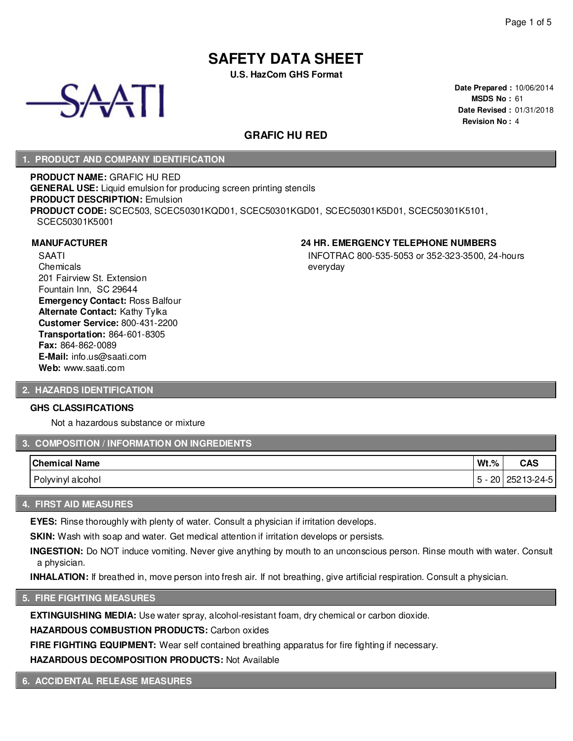# SAFETY DATA SHEET

**U.S. HazCom GHS Format**

SAATI

**Date Prepared :** 10/06/2014
**MSDS No :** 61
**Date Revised :** 01/31/2018
**Revision No :** 4

## GRAFIC HU RED

## 1. PRODUCT AND COMPANY IDENTIFICATION

**PRODUCT NAME:** GRAFIC HU RED
**GENERAL USE:** Liquid emulsion for producing screen printing stencils
**PRODUCT DESCRIPTION:** Emulsion
**PRODUCT CODE:** SCEC503, SCEC50301KQD01, SCEC50301KGD01, SCEC50301K5D01, SCEC50301K5101, SCEC50301K5001

### MANUFACTURER

SAATI
Chemicals
201 Fairview St. Extension
Fountain Inn, SC 29644
**Emergency Contact:** Ross Balfour
**Alternate Contact:** Kathy Tylka
**Customer Service:** 800-431-2200
**Transportation:** 864-601-8305
**Fax:** 864-862-0089
**E-Mail:** info.us@saati.com
**Web:** www.saati.com

### 24 HR. EMERGENCY TELEPHONE NUMBERS

INFOTRAC 800-535-5053 or 352-323-3500, 24-hours everyday

## 2. HAZARDS IDENTIFICATION

### GHS CLASSIFICATIONS

Not a hazardous substance or mixture

## 3. COMPOSITION / INFORMATION ON INGREDIENTS

| Chemical Name | Wt.% | CAS |
|---|---|---|
| Polyvinyl alcohol | 5 - 20 | 25213-24-5 |

## 4. FIRST AID MEASURES

**EYES:** Rinse thoroughly with plenty of water. Consult a physician if irritation develops.

**SKIN:** Wash with soap and water. Get medical attention if irritation develops or persists.

**INGESTION:** Do NOT induce vomiting. Never give anything by mouth to an unconscious person. Rinse mouth with water. Consult a physician.

**INHALATION:** If breathed in, move person into fresh air. If not breathing, give artificial respiration. Consult a physician.

## 5. FIRE FIGHTING MEASURES

**EXTINGUISHING MEDIA:** Use water spray, alcohol-resistant foam, dry chemical or carbon dioxide.

**HAZARDOUS COMBUSTION PRODUCTS:** Carbon oxides

**FIRE FIGHTING EQUIPMENT:** Wear self contained breathing apparatus for fire fighting if necessary.

**HAZARDOUS DECOMPOSITION PRODUCTS:** Not Available

## 6. ACCIDENTAL RELEASE MEASURES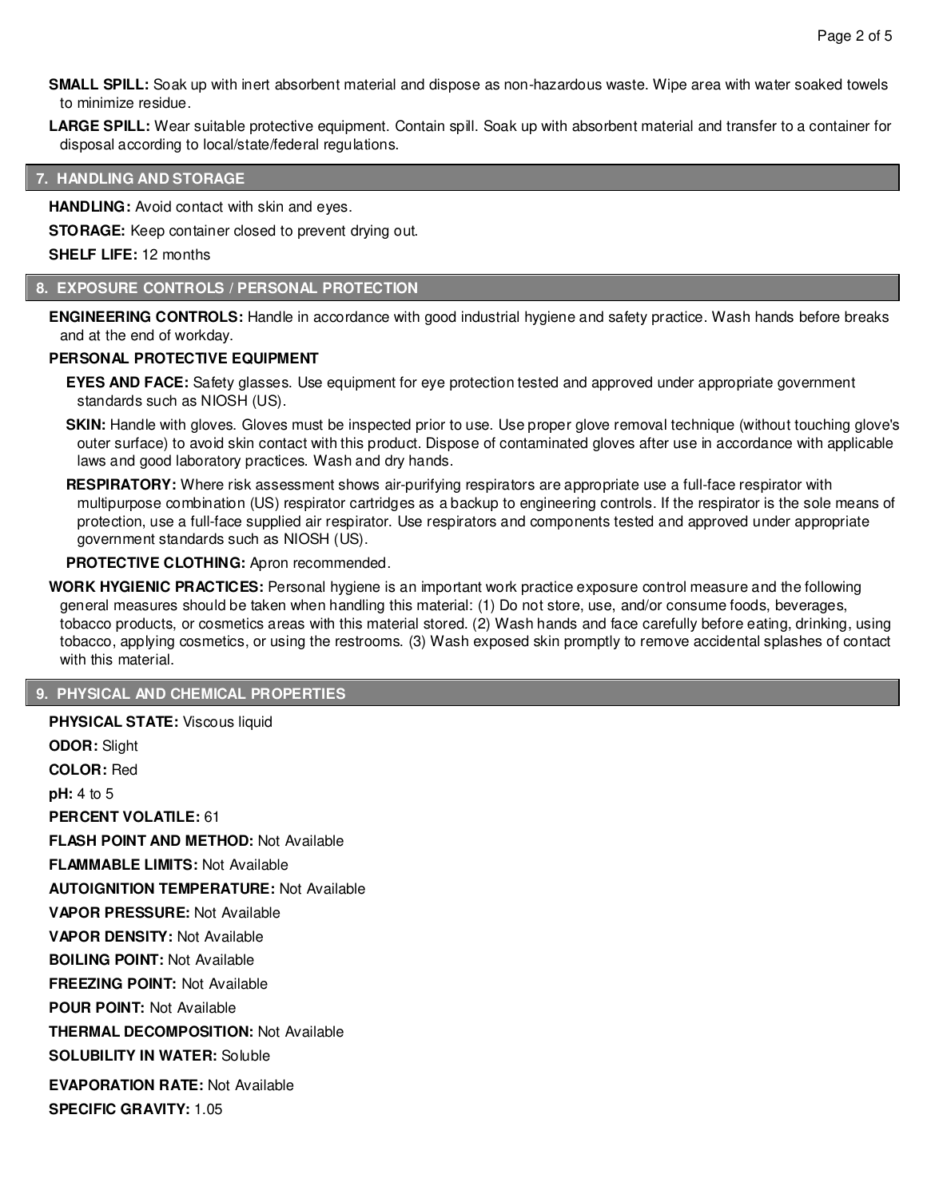**SMALL SPILL:** Soak up with inert absorbent material and dispose as non-hazardous waste. Wipe area with water soaked towels to minimize residue.

**LARGE SPILL:** Wear suitable protective equipment. Contain spill. Soak up with absorbent material and transfer to a container for disposal according to local/state/federal regulations.

## 7. HANDLING AND STORAGE

**HANDLING:** Avoid contact with skin and eyes.

**STORAGE:** Keep container closed to prevent drying out.

**SHELF LIFE:** 12 months

## 8. EXPOSURE CONTROLS / PERSONAL PROTECTION

**ENGINEERING CONTROLS:** Handle in accordance with good industrial hygiene and safety practice. Wash hands before breaks and at the end of workday.

**PERSONAL PROTECTIVE EQUIPMENT**

**EYES AND FACE:** Safety glasses. Use equipment for eye protection tested and approved under appropriate government standards such as NIOSH (US).

**SKIN:** Handle with gloves. Gloves must be inspected prior to use. Use proper glove removal technique (without touching glove's outer surface) to avoid skin contact with this product. Dispose of contaminated gloves after use in accordance with applicable laws and good laboratory practices. Wash and dry hands.

**RESPIRATORY:** Where risk assessment shows air-purifying respirators are appropriate use a full-face respirator with multipurpose combination (US) respirator cartridges as a backup to engineering controls. If the respirator is the sole means of protection, use a full-face supplied air respirator. Use respirators and components tested and approved under appropriate government standards such as NIOSH (US).

**PROTECTIVE CLOTHING:** Apron recommended.

**WORK HYGIENIC PRACTICES:** Personal hygiene is an important work practice exposure control measure and the following general measures should be taken when handling this material: (1) Do not store, use, and/or consume foods, beverages, tobacco products, or cosmetics areas with this material stored. (2) Wash hands and face carefully before eating, drinking, using tobacco, applying cosmetics, or using the restrooms. (3) Wash exposed skin promptly to remove accidental splashes of contact with this material.

## 9. PHYSICAL AND CHEMICAL PROPERTIES

**PHYSICAL STATE:** Viscous liquid

**ODOR:** Slight

**COLOR:** Red

**pH:** 4 to 5

**PERCENT VOLATILE:** 61

**FLASH POINT AND METHOD:** Not Available

**FLAMMABLE LIMITS:** Not Available

**AUTOIGNITION TEMPERATURE:** Not Available

**VAPOR PRESSURE:** Not Available

**VAPOR DENSITY:** Not Available

**BOILING POINT:** Not Available

**FREEZING POINT:** Not Available

**POUR POINT:** Not Available

**THERMAL DECOMPOSITION:** Not Available

**SOLUBILITY IN WATER:** Soluble

**EVAPORATION RATE:** Not Available

**SPECIFIC GRAVITY:** 1.05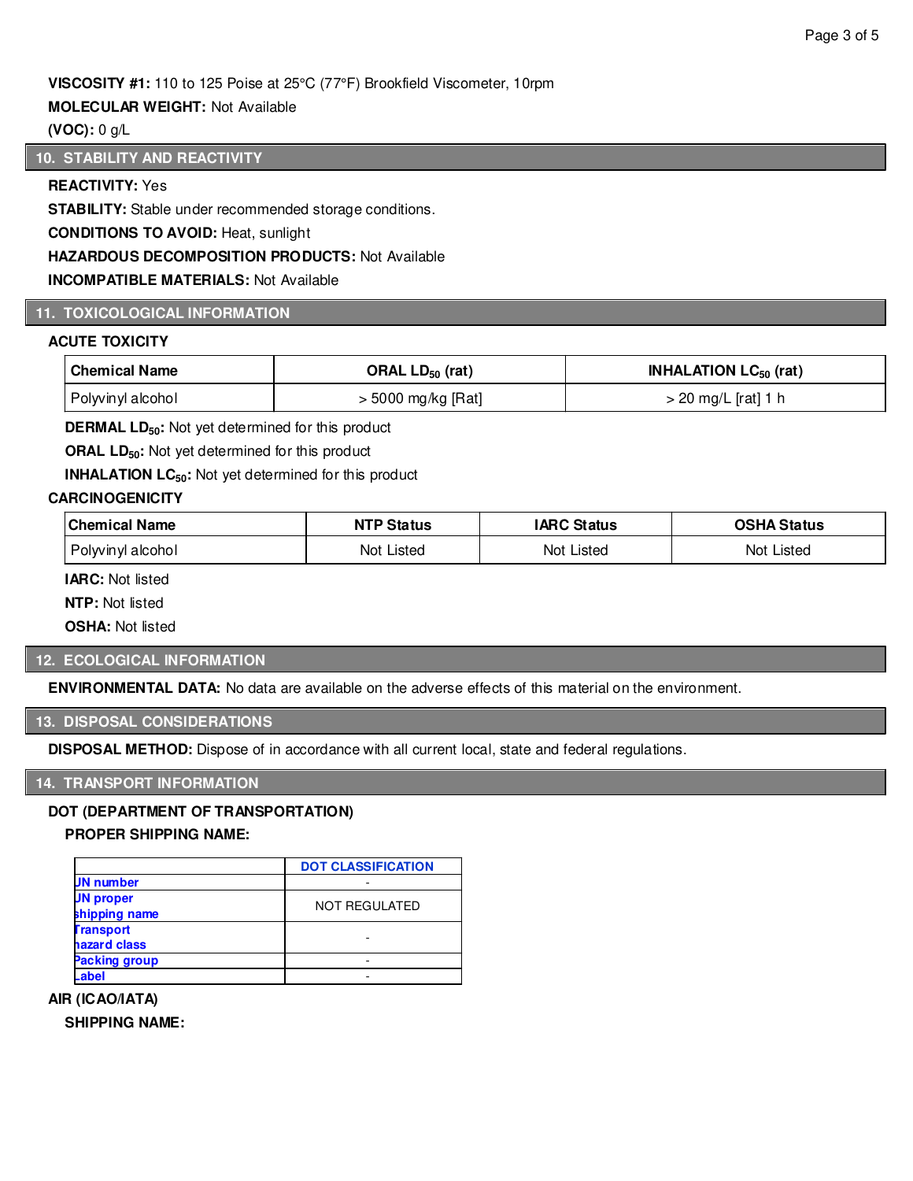**VISCOSITY #1:** 110 to 125 Poise at 25°C (77°F) Brookfield Viscometer, 10rpm

**MOLECULAR WEIGHT:** Not Available

**(VOC):** 0 g/L

## 10. STABILITY AND REACTIVITY

**REACTIVITY:** Yes

**STABILITY:** Stable under recommended storage conditions.

**CONDITIONS TO AVOID:** Heat, sunlight

**HAZARDOUS DECOMPOSITION PRODUCTS:** Not Available

**INCOMPATIBLE MATERIALS:** Not Available

## 11. TOXICOLOGICAL INFORMATION

### ACUTE TOXICITY

| Chemical Name | ORAL $LD_{50}$ (rat) | INHALATION $LC_{50}$ (rat) |
|---|---|---|
| Polyvinyl alcohol | > 5000 mg/kg [Rat] | > 20 mg/L [rat] 1 h |

**DERMAL $LD_{50}$:** Not yet determined for this product

**ORAL $LD_{50}$:** Not yet determined for this product

**INHALATION $LC_{50}$:** Not yet determined for this product

### CARCINOGENICITY

| Chemical Name | NTP Status | IARC Status | OSHA Status |
|---|---|---|---|
| Polyvinyl alcohol | Not Listed | Not Listed | Not Listed |

**IARC:** Not listed

**NTP:** Not listed

**OSHA:** Not listed

## 12. ECOLOGICAL INFORMATION

**ENVIRONMENTAL DATA:** No data are available on the adverse effects of this material on the environment.

## 13. DISPOSAL CONSIDERATIONS

**DISPOSAL METHOD:** Dispose of in accordance with all current local, state and federal regulations.

## 14. TRANSPORT INFORMATION

### DOT (DEPARTMENT OF TRANSPORTATION)

**PROPER SHIPPING NAME:**

| | DOT CLASSIFICATION |
|---|---|
| UN number | - |
| UN proper shipping name | NOT REGULATED |
| Transport hazard class | - |
| Packing group | - |
| Label | - |

### AIR (ICAO/IATA)

**SHIPPING NAME:**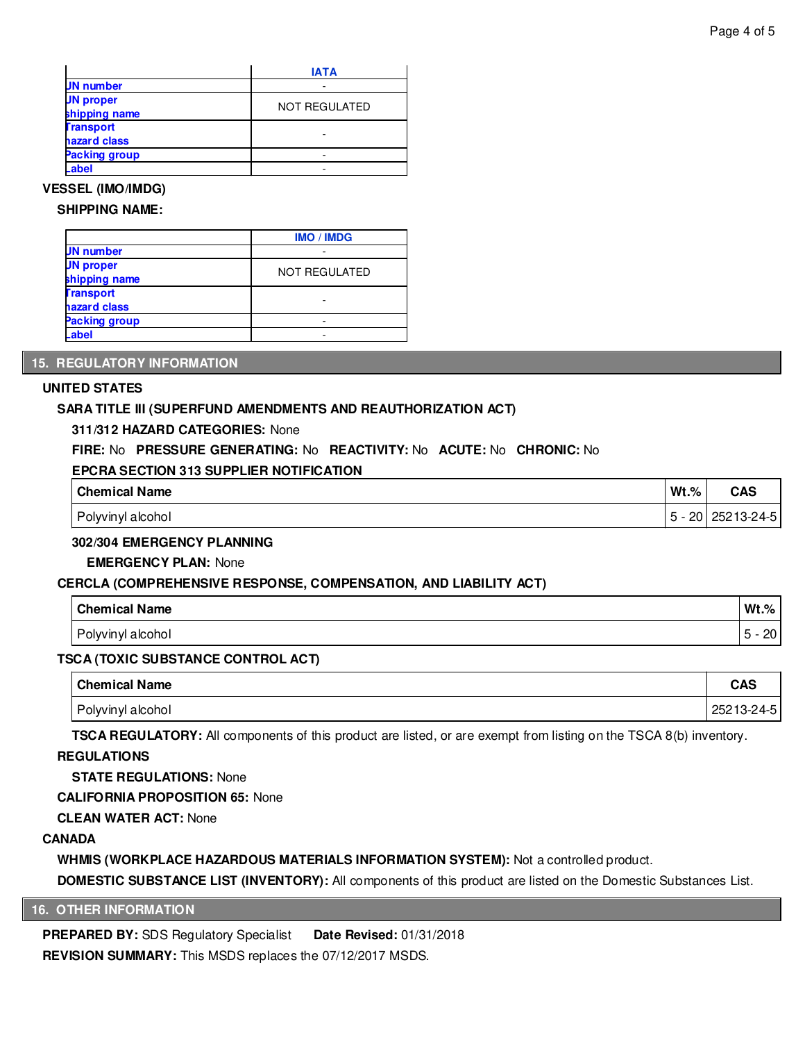| | IATA |
|---|---|
| UN number | - |
| UN proper shipping name | NOT REGULATED |
| Transport hazard class | - |
| Packing group | - |
| Label | - |

**VESSEL (IMO/IMDG)**

**SHIPPING NAME:**

| | IMO / IMDG |
|---|---|
| UN number | - |
| UN proper shipping name | NOT REGULATED |
| Transport hazard class | - |
| Packing group | - |
| Label | - |

## 15. REGULATORY INFORMATION

**UNITED STATES**

**SARA TITLE III (SUPERFUND AMENDMENTS AND REAUTHORIZATION ACT)**

**311/312 HAZARD CATEGORIES:** None

**FIRE:** No **PRESSURE GENERATING:** No **REACTIVITY:** No **ACUTE:** No **CHRONIC:** No

**EPCRA SECTION 313 SUPPLIER NOTIFICATION**

| Chemical Name | Wt.% | CAS |
|---|---|---|
| Polyvinyl alcohol | 5 - 20 | 25213-24-5 |

**302/304 EMERGENCY PLANNING**

**EMERGENCY PLAN:** None

**CERCLA (COMPREHENSIVE RESPONSE, COMPENSATION, AND LIABILITY ACT)**

| Chemical Name | Wt.% |
|---|---|
| Polyvinyl alcohol | 5 - 20 |

**TSCA (TOXIC SUBSTANCE CONTROL ACT)**

| Chemical Name | CAS |
|---|---|
| Polyvinyl alcohol | 25213-24-5 |

**TSCA REGULATORY:** All components of this product are listed, or are exempt from listing on the TSCA 8(b) inventory.

**REGULATIONS**

**STATE REGULATIONS:** None

**CALIFORNIA PROPOSITION 65:** None

**CLEAN WATER ACT:** None

**CANADA**

**WHMIS (WORKPLACE HAZARDOUS MATERIALS INFORMATION SYSTEM):** Not a controlled product.

**DOMESTIC SUBSTANCE LIST (INVENTORY):** All components of this product are listed on the Domestic Substances List.

## 16. OTHER INFORMATION

**PREPARED BY:** SDS Regulatory Specialist **Date Revised:** 01/31/2018

**REVISION SUMMARY:** This MSDS replaces the 07/12/2017 MSDS.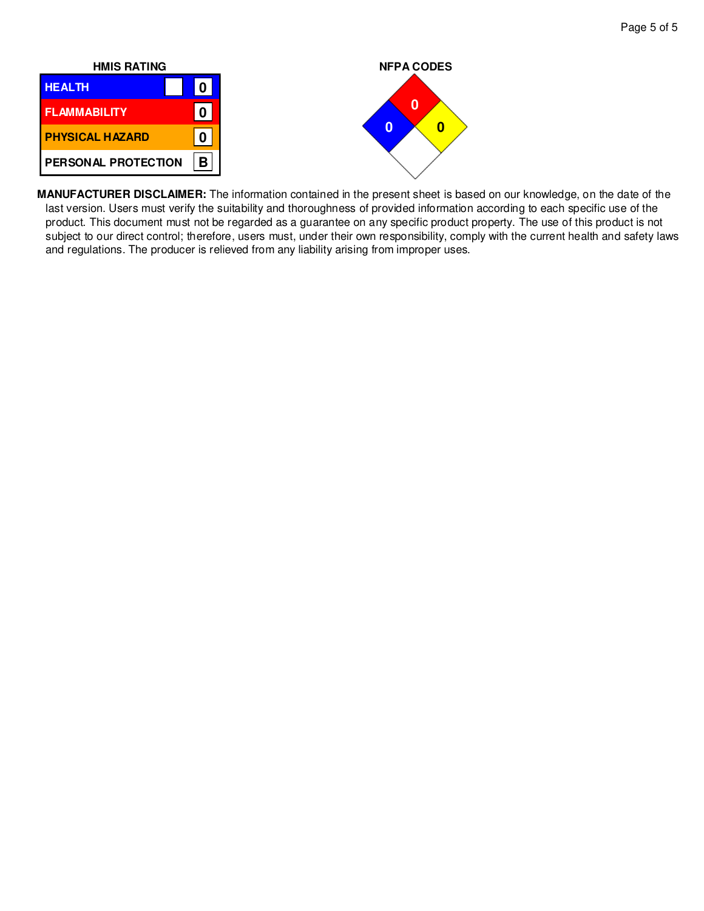**HMIS RATING**

| | |
|---|---|
| HEALTH | 0 |
| FLAMMABILITY | 0 |
| PHYSICAL HAZARD | 0 |
| PERSONAL PROTECTION | B |

**NFPA CODES**

0

0

0

**MANUFACTURER DISCLAIMER:** The information contained in the present sheet is based on our knowledge, on the date of the last version. Users must verify the suitability and thoroughness of provided information according to each specific use of the product. This document must not be regarded as a guarantee on any specific product property. The use of this product is not subject to our direct control; therefore, users must, under their own responsibility, comply with the current health and safety laws and regulations. The producer is relieved from any liability arising from improper uses.